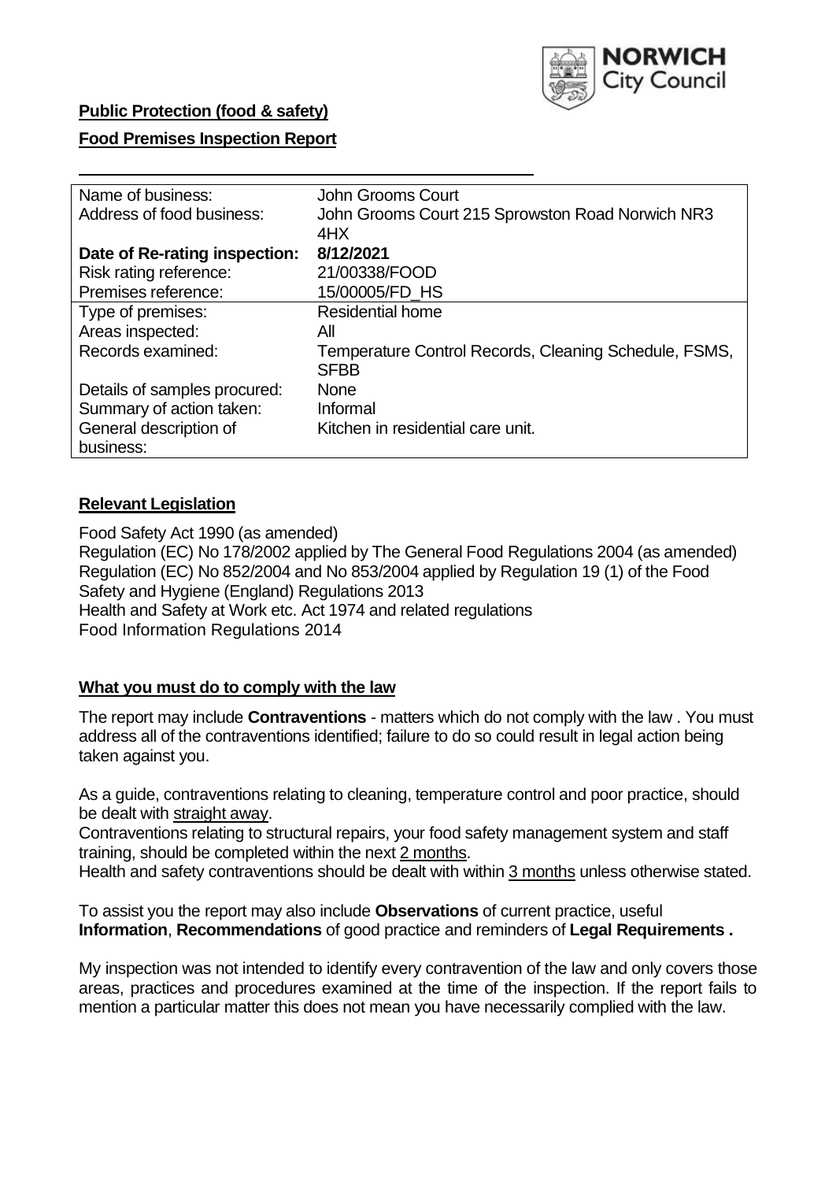**Public Protection (food & safety)**

**Food Premises Inspection Report**

| Name of business: | John Grooms Court |
|---|---|
| Address of food business: | John Grooms Court 215 Sprowston Road Norwich NR3 4HX |
| **Date of Re-rating inspection:** | **8/12/2021** |
| Risk rating reference: | 21/00338/FOOD |
| Premises reference: | 15/00005/FD_HS |
| Type of premises: | Residential home |
| Areas inspected: | All |
| Records examined: | Temperature Control Records, Cleaning Schedule, FSMS, SFBB |
| Details of samples procured: | None |
| Summary of action taken: | Informal |
| General description of business: | Kitchen in residential care unit. |

**Relevant Legislation**

Food Safety Act 1990 (as amended)
Regulation (EC) No 178/2002 applied by The General Food Regulations 2004 (as amended)
Regulation (EC) No 852/2004 and No 853/2004 applied by Regulation 19 (1) of the Food Safety and Hygiene (England) Regulations 2013
Health and Safety at Work etc. Act 1974 and related regulations
Food Information Regulations 2014

**What you must do to comply with the law**

The report may include **Contraventions** - matters which do not comply with the law . You must address all of the contraventions identified; failure to do so could result in legal action being taken against you.

As a guide, contraventions relating to cleaning, temperature control and poor practice, should be dealt with straight away.
Contraventions relating to structural repairs, your food safety management system and staff training, should be completed within the next 2 months.
Health and safety contraventions should be dealt with within 3 months unless otherwise stated.

To assist you the report may also include **Observations** of current practice, useful **Information**, **Recommendations** of good practice and reminders of **Legal Requirements .**

My inspection was not intended to identify every contravention of the law and only covers those areas, practices and procedures examined at the time of the inspection. If the report fails to mention a particular matter this does not mean you have necessarily complied with the law.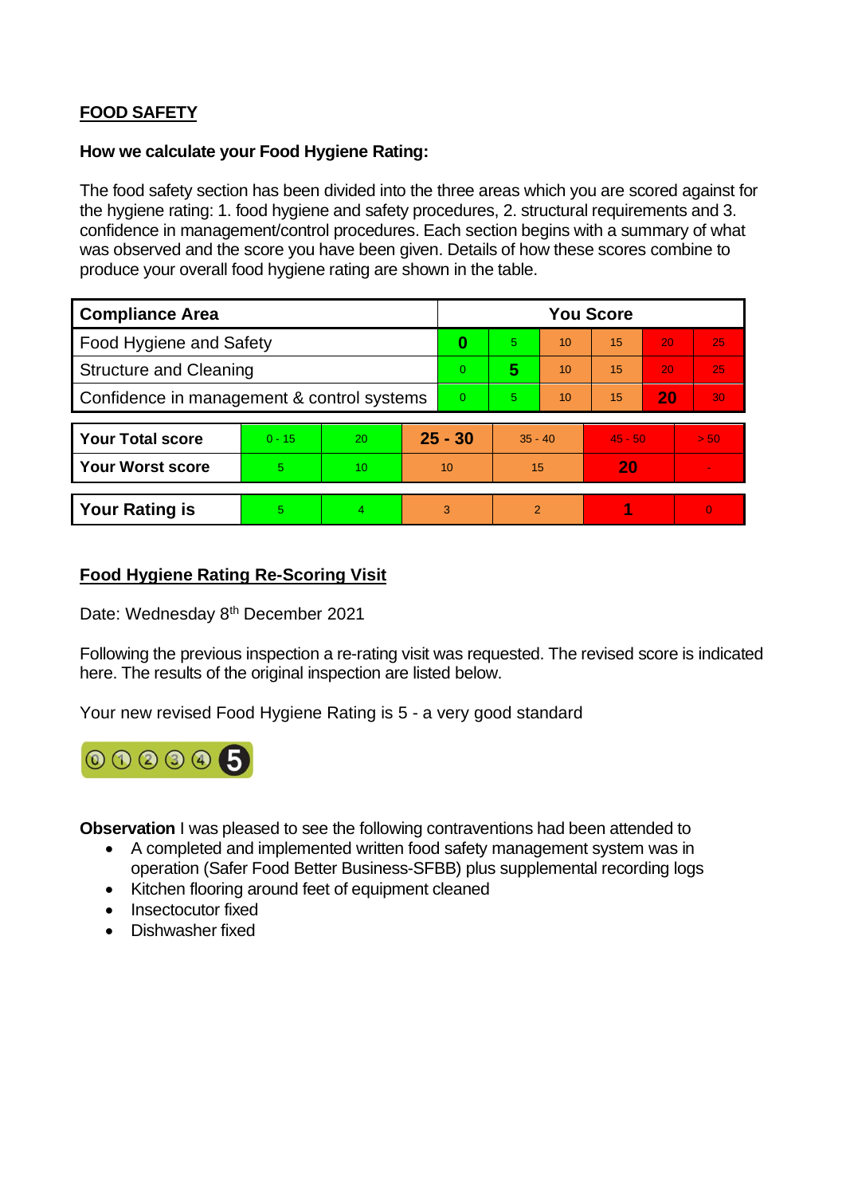## FOOD SAFETY

**How we calculate your Food Hygiene Rating:**

The food safety section has been divided into the three areas which you are scored against for the hygiene rating: 1. food hygiene and safety procedures, 2. structural requirements and 3. confidence in management/control procedures. Each section begins with a summary of what was observed and the score you have been given. Details of how these scores combine to produce your overall food hygiene rating are shown in the table.

| Compliance Area | You Score | | | | | |
|---|---|---|---|---|---|---|
| Food Hygiene and Safety | **0** | 5 | 10 | 15 | 20 | 25 |
| Structure and Cleaning | 0 | **5** | 10 | 15 | 20 | 25 |
| Confidence in management & control systems | 0 | 5 | 10 | 15 | **20** | 30 |

| | | | | | | |
|---|---|---|---|---|---|---|
| **Your Total score** | 0 - 15 | 20 | **25 - 30** | 35 - 40 | 45 - 50 | > 50 |
| **Your Worst score** | 5 | 10 | 10 | 15 | **20** | - |
| **Your Rating is** | 5 | 4 | 3 | 2 | **1** | 0 |

## Food Hygiene Rating Re-Scoring Visit

Date: Wednesday 8th December 2021

Following the previous inspection a re-rating visit was requested. The revised score is indicated here. The results of the original inspection are listed below.

Your new revised Food Hygiene Rating is 5 - a very good standard

**Observation** I was pleased to see the following contraventions had been attended to

- A completed and implemented written food safety management system was in operation (Safer Food Better Business-SFBB) plus supplemental recording logs
- Kitchen flooring around feet of equipment cleaned
- Insectocutor fixed
- Dishwasher fixed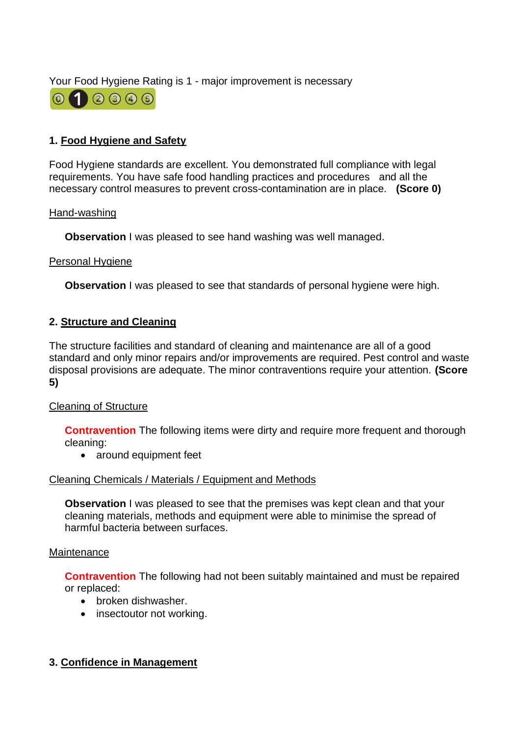Your Food Hygiene Rating is 1 - major improvement is necessary

## 1. Food Hygiene and Safety

Food Hygiene standards are excellent. You demonstrated full compliance with legal requirements. You have safe food handling practices and procedures and all the necessary control measures to prevent cross-contamination are in place. **(Score 0)**

Hand-washing

**Observation** I was pleased to see hand washing was well managed.

Personal Hygiene

**Observation** I was pleased to see that standards of personal hygiene were high.

## 2. Structure and Cleaning

The structure facilities and standard of cleaning and maintenance are all of a good standard and only minor repairs and/or improvements are required. Pest control and waste disposal provisions are adequate. The minor contraventions require your attention. **(Score 5)**

Cleaning of Structure

**Contravention** The following items were dirty and require more frequent and thorough cleaning:

- around equipment feet

Cleaning Chemicals / Materials / Equipment and Methods

**Observation** I was pleased to see that the premises was kept clean and that your cleaning materials, methods and equipment were able to minimise the spread of harmful bacteria between surfaces.

Maintenance

**Contravention** The following had not been suitably maintained and must be repaired or replaced:

- broken dishwasher.
- insectoutor not working.

## 3. Confidence in Management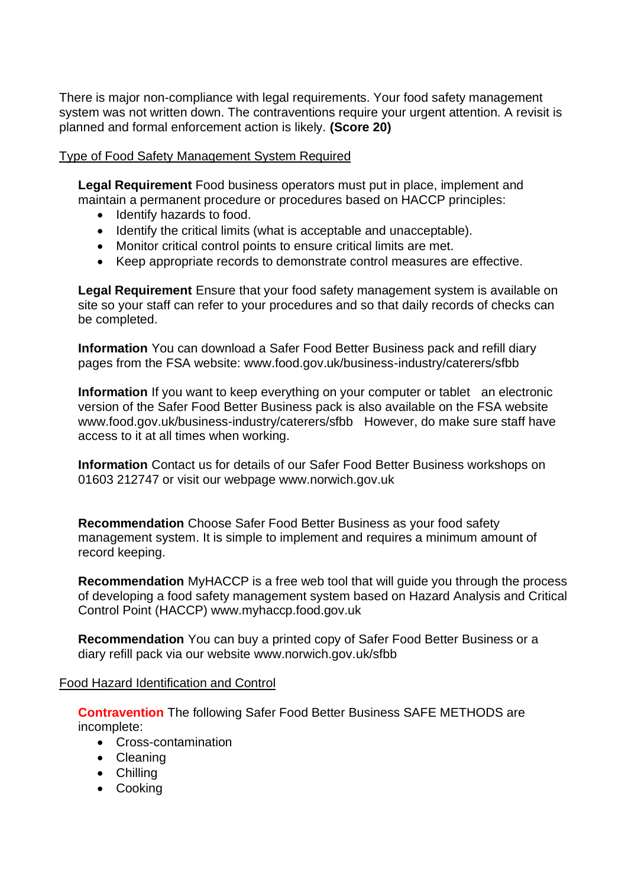There is major non-compliance with legal requirements. Your food safety management system was not written down. The contraventions require your urgent attention. A revisit is planned and formal enforcement action is likely. **(Score 20)**

Type of Food Safety Management System Required

**Legal Requirement** Food business operators must put in place, implement and maintain a permanent procedure or procedures based on HACCP principles:

- Identify hazards to food.
- Identify the critical limits (what is acceptable and unacceptable).
- Monitor critical control points to ensure critical limits are met.
- Keep appropriate records to demonstrate control measures are effective.

**Legal Requirement** Ensure that your food safety management system is available on site so your staff can refer to your procedures and so that daily records of checks can be completed.

**Information** You can download a Safer Food Better Business pack and refill diary pages from the FSA website: www.food.gov.uk/business-industry/caterers/sfbb

**Information** If you want to keep everything on your computer or tablet an electronic version of the Safer Food Better Business pack is also available on the FSA website www.food.gov.uk/business-industry/caterers/sfbb However, do make sure staff have access to it at all times when working.

**Information** Contact us for details of our Safer Food Better Business workshops on 01603 212747 or visit our webpage www.norwich.gov.uk

**Recommendation** Choose Safer Food Better Business as your food safety management system. It is simple to implement and requires a minimum amount of record keeping.

**Recommendation** MyHACCP is a free web tool that will guide you through the process of developing a food safety management system based on Hazard Analysis and Critical Control Point (HACCP) www.myhaccp.food.gov.uk

**Recommendation** You can buy a printed copy of Safer Food Better Business or a diary refill pack via our website www.norwich.gov.uk/sfbb

Food Hazard Identification and Control

**Contravention** The following Safer Food Better Business SAFE METHODS are incomplete:

- Cross-contamination
- Cleaning
- Chilling
- Cooking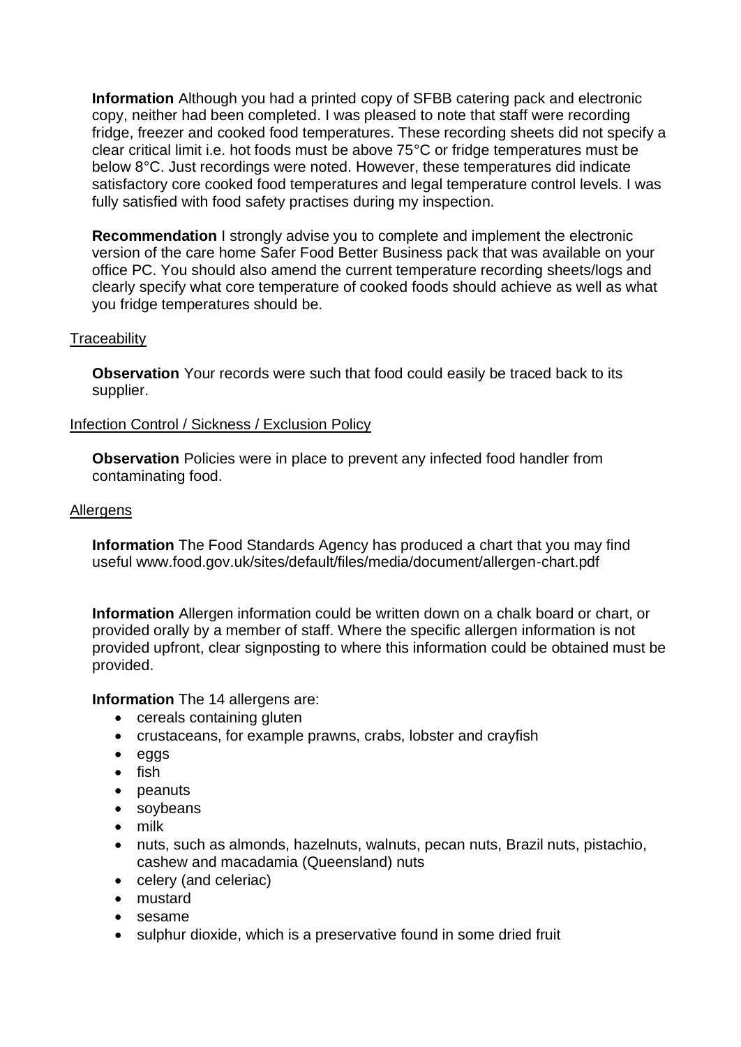**Information** Although you had a printed copy of SFBB catering pack and electronic copy, neither had been completed. I was pleased to note that staff were recording fridge, freezer and cooked food temperatures. These recording sheets did not specify a clear critical limit i.e. hot foods must be above 75°C or fridge temperatures must be below 8°C. Just recordings were noted. However, these temperatures did indicate satisfactory core cooked food temperatures and legal temperature control levels. I was fully satisfied with food safety practises during my inspection.

**Recommendation** I strongly advise you to complete and implement the electronic version of the care home Safer Food Better Business pack that was available on your office PC. You should also amend the current temperature recording sheets/logs and clearly specify what core temperature of cooked foods should achieve as well as what you fridge temperatures should be.

<u>Traceability</u>

**Observation** Your records were such that food could easily be traced back to its supplier.

<u>Infection Control / Sickness / Exclusion Policy</u>

**Observation** Policies were in place to prevent any infected food handler from contaminating food.

<u>Allergens</u>

**Information** The Food Standards Agency has produced a chart that you may find useful www.food.gov.uk/sites/default/files/media/document/allergen-chart.pdf

**Information** Allergen information could be written down on a chalk board or chart, or provided orally by a member of staff. Where the specific allergen information is not provided upfront, clear signposting to where this information could be obtained must be provided.

**Information** The 14 allergens are:

- cereals containing gluten
- crustaceans, for example prawns, crabs, lobster and crayfish
- eggs
- fish
- peanuts
- soybeans
- milk
- nuts, such as almonds, hazelnuts, walnuts, pecan nuts, Brazil nuts, pistachio, cashew and macadamia (Queensland) nuts
- celery (and celeriac)
- mustard
- sesame
- sulphur dioxide, which is a preservative found in some dried fruit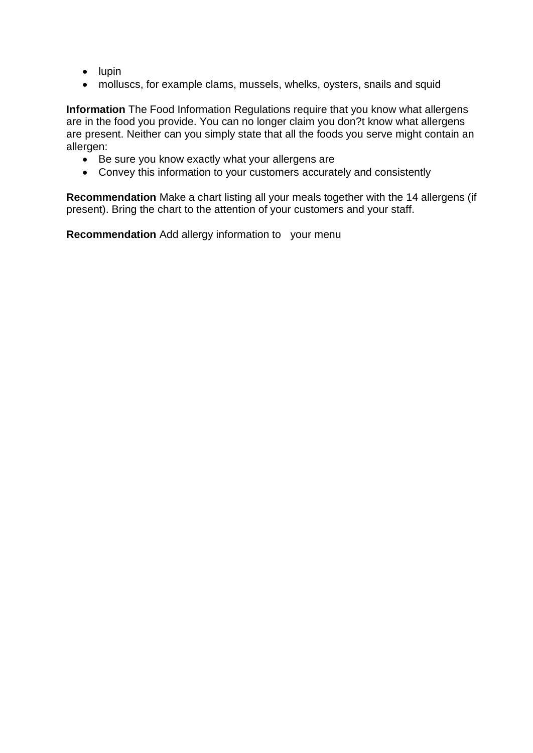- lupin
- molluscs, for example clams, mussels, whelks, oysters, snails and squid

**Information** The Food Information Regulations require that you know what allergens are in the food you provide. You can no longer claim you don?t know what allergens are present. Neither can you simply state that all the foods you serve might contain an allergen:

- Be sure you know exactly what your allergens are
- Convey this information to your customers accurately and consistently

**Recommendation** Make a chart listing all your meals together with the 14 allergens (if present). Bring the chart to the attention of your customers and your staff.

**Recommendation** Add allergy information to your menu